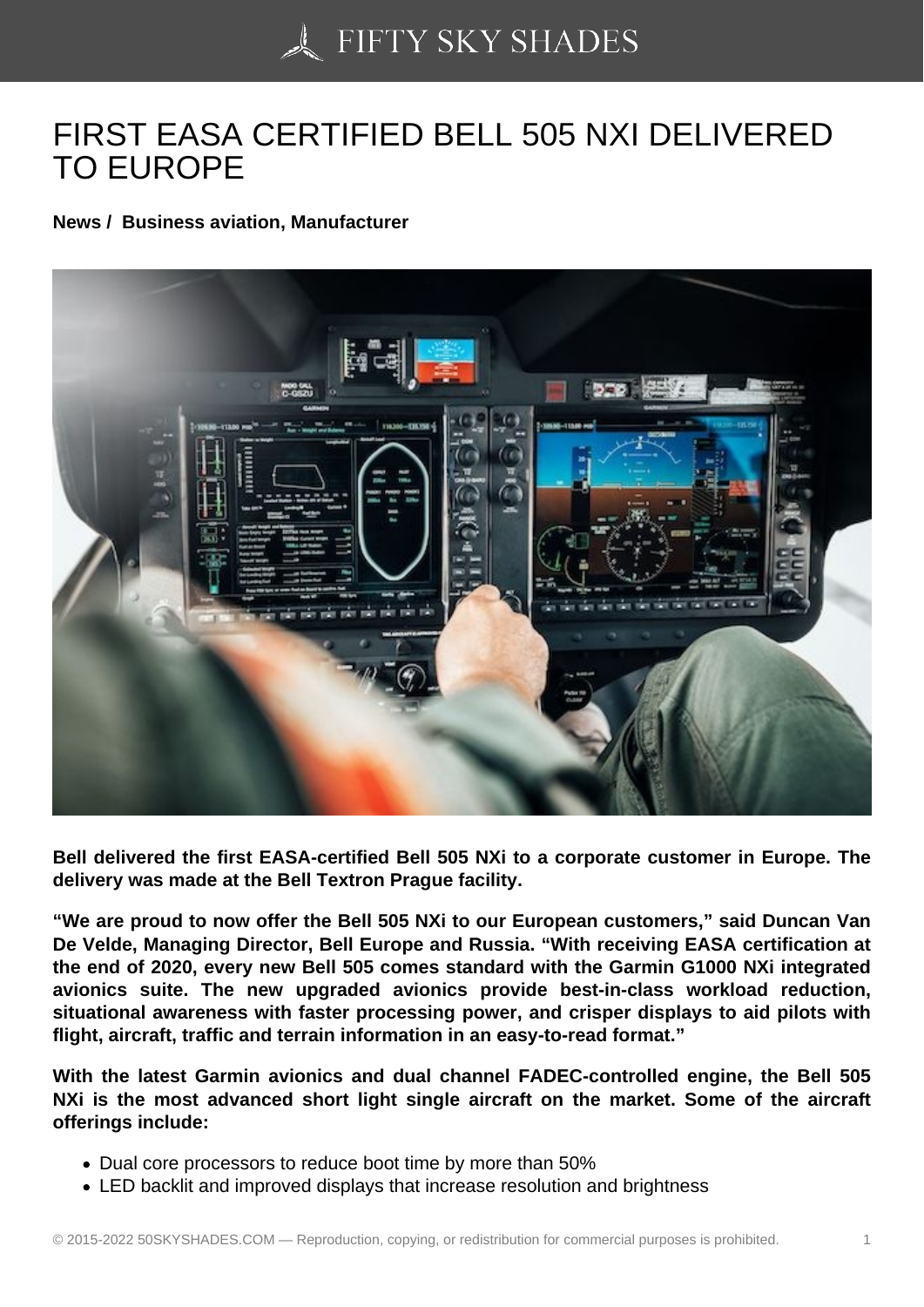# FIRST EASA CERTIFIED BELL 505 NXI DELIVERED TO EUROPE

**News / Business aviation, Manufacturer**

**Bell delivered the first EASA-certified Bell 505 NXi to a corporate customer in Europe. The delivery was made at the Bell Textron Prague facility.**

**"We are proud to now offer the Bell 505 NXi to our European customers," said Duncan Van De Velde, Managing Director, Bell Europe and Russia. "With receiving EASA certification at the end of 2020, every new Bell 505 comes standard with the Garmin G1000 NXi integrated avionics suite. The new upgraded avionics provide best-in-class workload reduction, situational awareness with faster processing power, and crisper displays to aid pilots with flight, aircraft, traffic and terrain information in an easy-to-read format."**

**With the latest Garmin avionics and dual channel FADEC-controlled engine, the Bell 505 NXi is the most advanced short light single aircraft on the market. Some of the aircraft offerings include:**

- Dual core processors to reduce boot time by more than 50%
- LED backlit and improved displays that increase resolution and brightness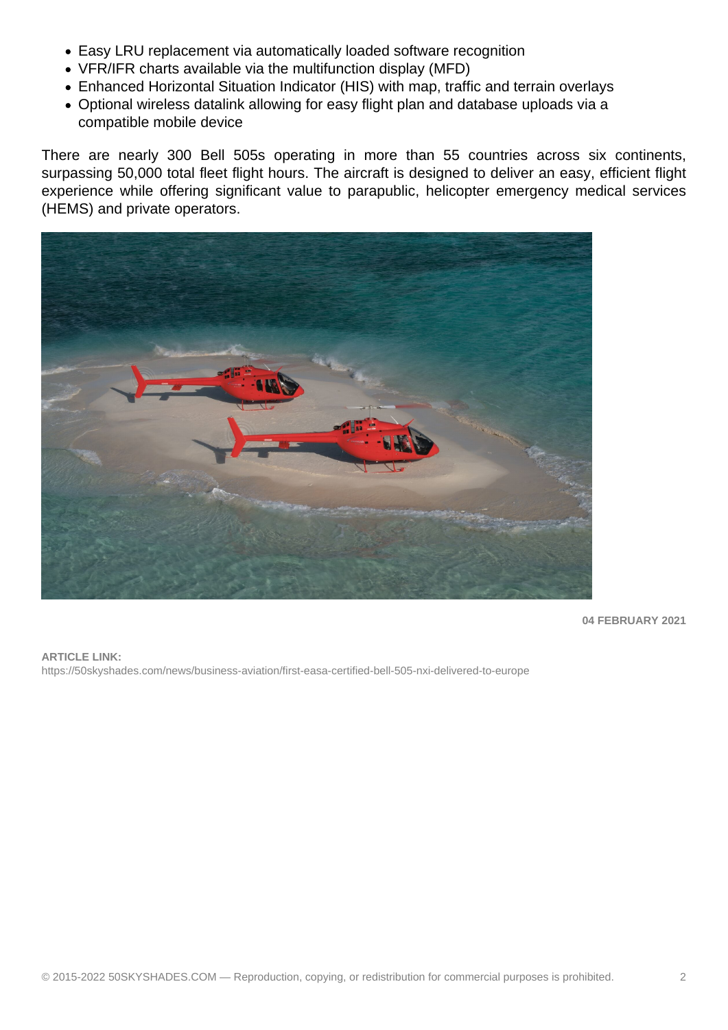- Easy LRU replacement via automatically loaded software recognition
- VFR/IFR charts available via the multifunction display (MFD)
- Enhanced Horizontal Situation Indicator (HIS) with map, traffic and terrain overlays
- Optional wireless datalink allowing for easy flight plan and database uploads via a compatible mobile device

There are nearly 300 Bell 505s operating in more than 55 countries across six continents, surpassing 50,000 total fleet flight hours. The aircraft is designed to deliver an easy, efficient flight experience while offering significant value to parapublic, helicopter emergency medical services (HEMS) and private operators.

**04 FEBRUARY 2021**

**ARTICLE LINK:**
https://50skyshades.com/news/business-aviation/first-easa-certified-bell-505-nxi-delivered-to-europe